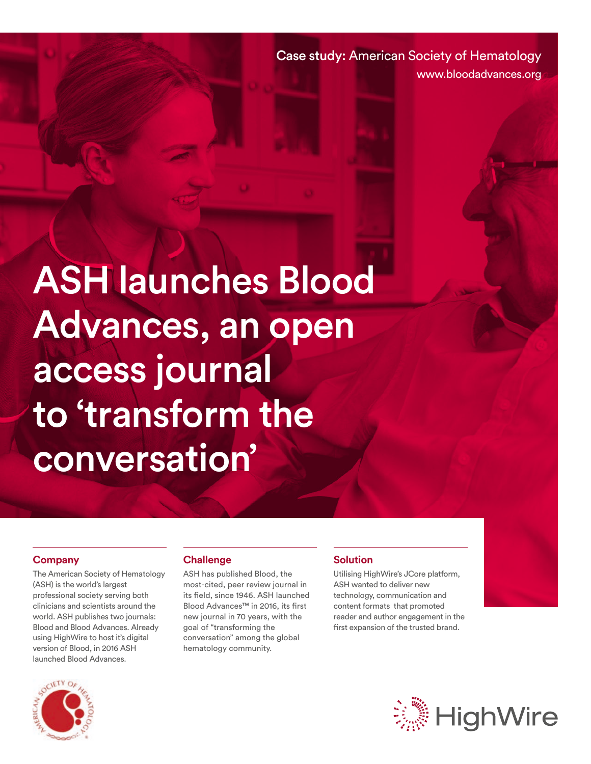**Case study:** American Society of Hematology
www.bloodadvances.org

# ASH launches Blood Advances, an open access journal to 'transform the conversation'

## Company

The American Society of Hematology (ASH) is the world's largest professional society serving both clinicians and scientists around the world. ASH publishes two journals: Blood and Blood Advances. Already using HighWire to host it's digital version of Blood, in 2016 ASH launched Blood Advances.

## Challenge

ASH has published Blood, the most-cited, peer review journal in its field, since 1946. ASH launched Blood Advances™ in 2016, its first new journal in 70 years, with the goal of "transforming the conversation" among the global hematology community.

## Solution

Utilising HighWire's JCore platform, ASH wanted to deliver new technology, communication and content formats that promoted reader and author engagement in the first expansion of the trusted brand.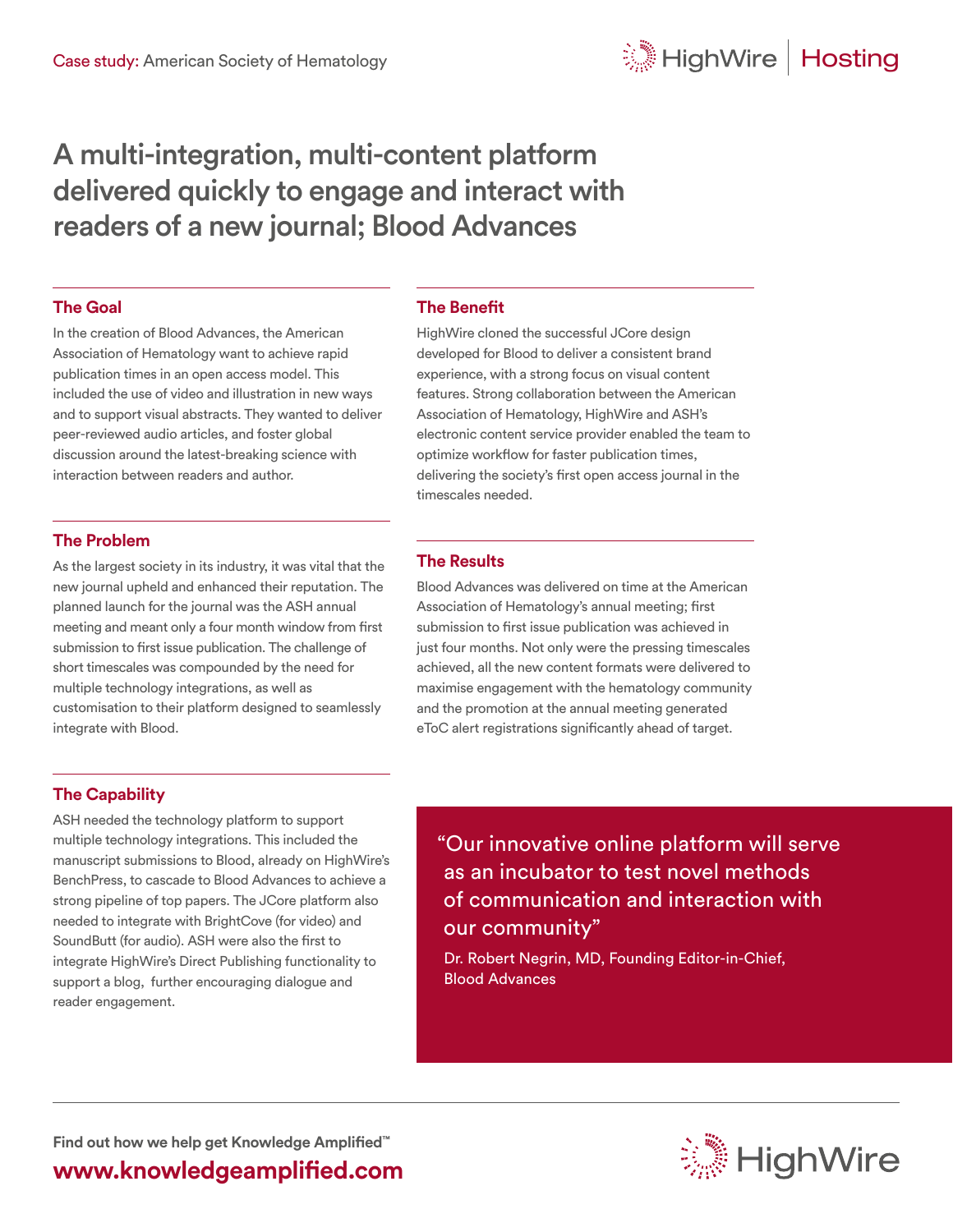Case study: American Society of Hematology

HighWire | Hosting

# A multi-integration, multi-content platform delivered quickly to engage and interact with readers of a new journal; Blood Advances

## The Goal

In the creation of Blood Advances, the American Association of Hematology want to achieve rapid publication times in an open access model. This included the use of video and illustration in new ways and to support visual abstracts. They wanted to deliver peer-reviewed audio articles, and foster global discussion around the latest-breaking science with interaction between readers and author.

## The Problem

As the largest society in its industry, it was vital that the new journal upheld and enhanced their reputation. The planned launch for the journal was the ASH annual meeting and meant only a four month window from first submission to first issue publication. The challenge of short timescales was compounded by the need for multiple technology integrations, as well as customisation to their platform designed to seamlessly integrate with Blood.

## The Capability

ASH needed the technology platform to support multiple technology integrations. This included the manuscript submissions to Blood, already on HighWire's BenchPress, to cascade to Blood Advances to achieve a strong pipeline of top papers. The JCore platform also needed to integrate with BrightCove (for video) and SoundButt (for audio). ASH were also the first to integrate HighWire's Direct Publishing functionality to support a blog, further encouraging dialogue and reader engagement.

## The Benefit

HighWire cloned the successful JCore design developed for Blood to deliver a consistent brand experience, with a strong focus on visual content features. Strong collaboration between the American Association of Hematology, HighWire and ASH's electronic content service provider enabled the team to optimize workflow for faster publication times, delivering the society's first open access journal in the timescales needed.

## The Results

Blood Advances was delivered on time at the American Association of Hematology's annual meeting; first submission to first issue publication was achieved in just four months. Not only were the pressing timescales achieved, all the new content formats were delivered to maximise engagement with the hematology community and the promotion at the annual meeting generated eToC alert registrations significantly ahead of target.

> "Our innovative online platform will serve as an incubator to test novel methods of communication and interaction with our community"
>
> Dr. Robert Negrin, MD, Founding Editor-in-Chief, Blood Advances

**Find out how we help get Knowledge Amplified™**

**www.knowledgeamplified.com**

HighWire